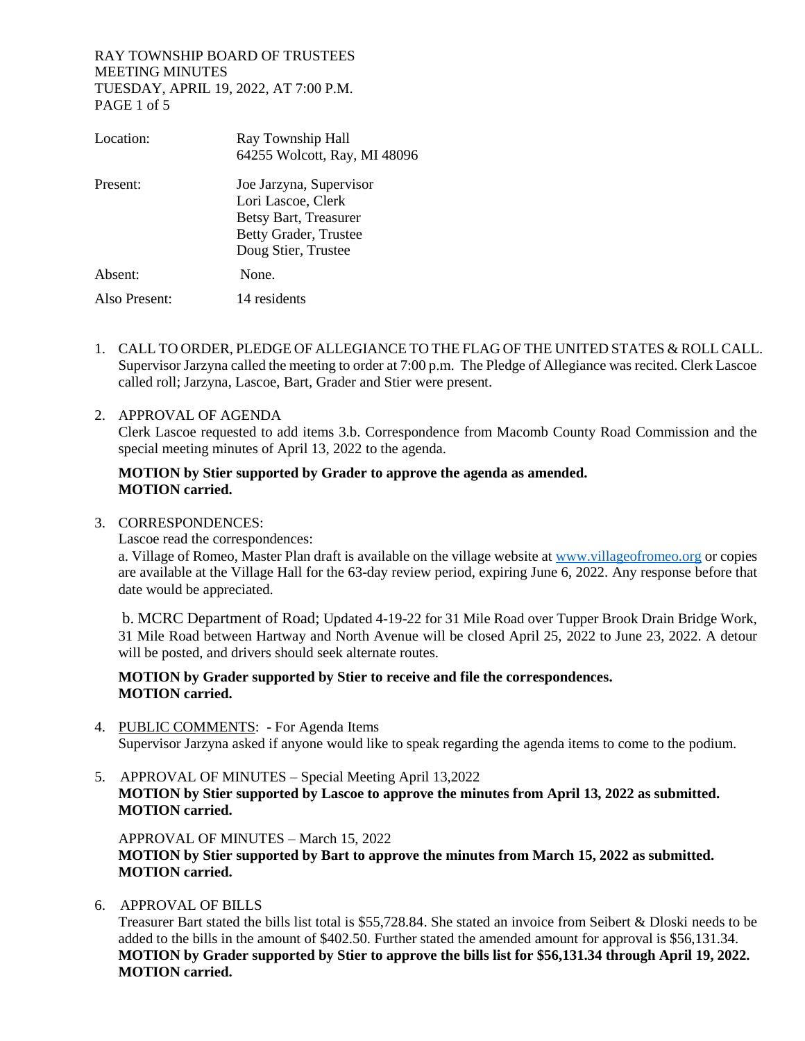RAY TOWNSHIP BOARD OF TRUSTEES
MEETING MINUTES
TUESDAY, APRIL 19, 2022, AT 7:00 P.M.

| | |
|---|---|
| Location: | Ray Township Hall<br>64255 Wolcott, Ray, MI 48096 |
| Present: | Joe Jarzyna, Supervisor<br>Lori Lascoe, Clerk<br>Betsy Bart, Treasurer<br>Betty Grader, Trustee<br>Doug Stier, Trustee |
| Absent: | None. |
| Also Present: | 14 residents |

1. CALL TO ORDER, PLEDGE OF ALLEGIANCE TO THE FLAG OF THE UNITED STATES & ROLL CALL.
   Supervisor Jarzyna called the meeting to order at 7:00 p.m. The Pledge of Allegiance was recited. Clerk Lascoe called roll; Jarzyna, Lascoe, Bart, Grader and Stier were present.

2. APPROVAL OF AGENDA
   Clerk Lascoe requested to add items 3.b. Correspondence from Macomb County Road Commission and the special meeting minutes of April 13, 2022 to the agenda.

   **MOTION by Stier supported by Grader to approve the agenda as amended.**
   **MOTION carried.**

3. CORRESPONDENCES:
   Lascoe read the correspondences:
   a. Village of Romeo, Master Plan draft is available on the village website at www.villageofromeo.org or copies are available at the Village Hall for the 63-day review period, expiring June 6, 2022. Any response before that date would be appreciated.

   b. MCRC Department of Road; Updated 4-19-22 for 31 Mile Road over Tupper Brook Drain Bridge Work, 31 Mile Road between Hartway and North Avenue will be closed April 25, 2022 to June 23, 2022. A detour will be posted, and drivers should seek alternate routes.

   **MOTION by Grader supported by Stier to receive and file the correspondences.**
   **MOTION carried.**

4. PUBLIC COMMENTS: - For Agenda Items
   Supervisor Jarzyna asked if anyone would like to speak regarding the agenda items to come to the podium.

5. APPROVAL OF MINUTES – Special Meeting April 13,2022
   **MOTION by Stier supported by Lascoe to approve the minutes from April 13, 2022 as submitted.**
   **MOTION carried.**

   APPROVAL OF MINUTES – March 15, 2022
   **MOTION by Stier supported by Bart to approve the minutes from March 15, 2022 as submitted.**
   **MOTION carried.**

6. APPROVAL OF BILLS
   Treasurer Bart stated the bills list total is $55,728.84. She stated an invoice from Seibert & Dloski needs to be added to the bills in the amount of $402.50. Further stated the amended amount for approval is $56,131.34.
   **MOTION by Grader supported by Stier to approve the bills list for $56,131.34 through April 19, 2022.**
   **MOTION carried.**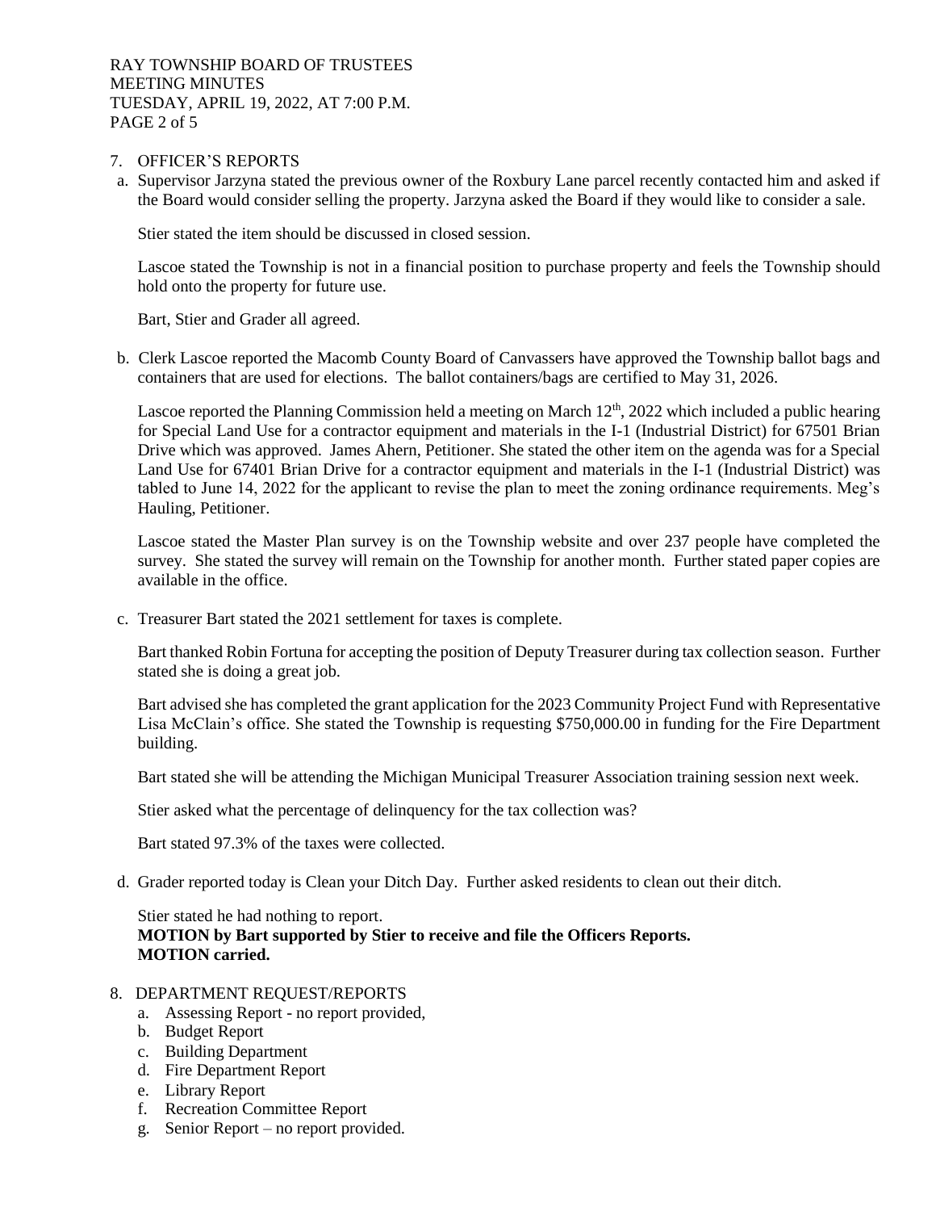7. OFFICER'S REPORTS

a. Supervisor Jarzyna stated the previous owner of the Roxbury Lane parcel recently contacted him and asked if the Board would consider selling the property. Jarzyna asked the Board if they would like to consider a sale.

Stier stated the item should be discussed in closed session.

Lascoe stated the Township is not in a financial position to purchase property and feels the Township should hold onto the property for future use.

Bart, Stier and Grader all agreed.

b. Clerk Lascoe reported the Macomb County Board of Canvassers have approved the Township ballot bags and containers that are used for elections. The ballot containers/bags are certified to May 31, 2026.

Lascoe reported the Planning Commission held a meeting on March 12th, 2022 which included a public hearing for Special Land Use for a contractor equipment and materials in the I-1 (Industrial District) for 67501 Brian Drive which was approved. James Ahern, Petitioner. She stated the other item on the agenda was for a Special Land Use for 67401 Brian Drive for a contractor equipment and materials in the I-1 (Industrial District) was tabled to June 14, 2022 for the applicant to revise the plan to meet the zoning ordinance requirements. Meg's Hauling, Petitioner.

Lascoe stated the Master Plan survey is on the Township website and over 237 people have completed the survey. She stated the survey will remain on the Township for another month. Further stated paper copies are available in the office.

c. Treasurer Bart stated the 2021 settlement for taxes is complete.

Bart thanked Robin Fortuna for accepting the position of Deputy Treasurer during tax collection season. Further stated she is doing a great job.

Bart advised she has completed the grant application for the 2023 Community Project Fund with Representative Lisa McClain's office. She stated the Township is requesting $750,000.00 in funding for the Fire Department building.

Bart stated she will be attending the Michigan Municipal Treasurer Association training session next week.

Stier asked what the percentage of delinquency for the tax collection was?

Bart stated 97.3% of the taxes were collected.

d. Grader reported today is Clean your Ditch Day. Further asked residents to clean out their ditch.

Stier stated he had nothing to report.
**MOTION by Bart supported by Stier to receive and file the Officers Reports.**
**MOTION carried.**

8. DEPARTMENT REQUEST/REPORTS
   a. Assessing Report - no report provided,
   b. Budget Report
   c. Building Department
   d. Fire Department Report
   e. Library Report
   f. Recreation Committee Report
   g. Senior Report – no report provided.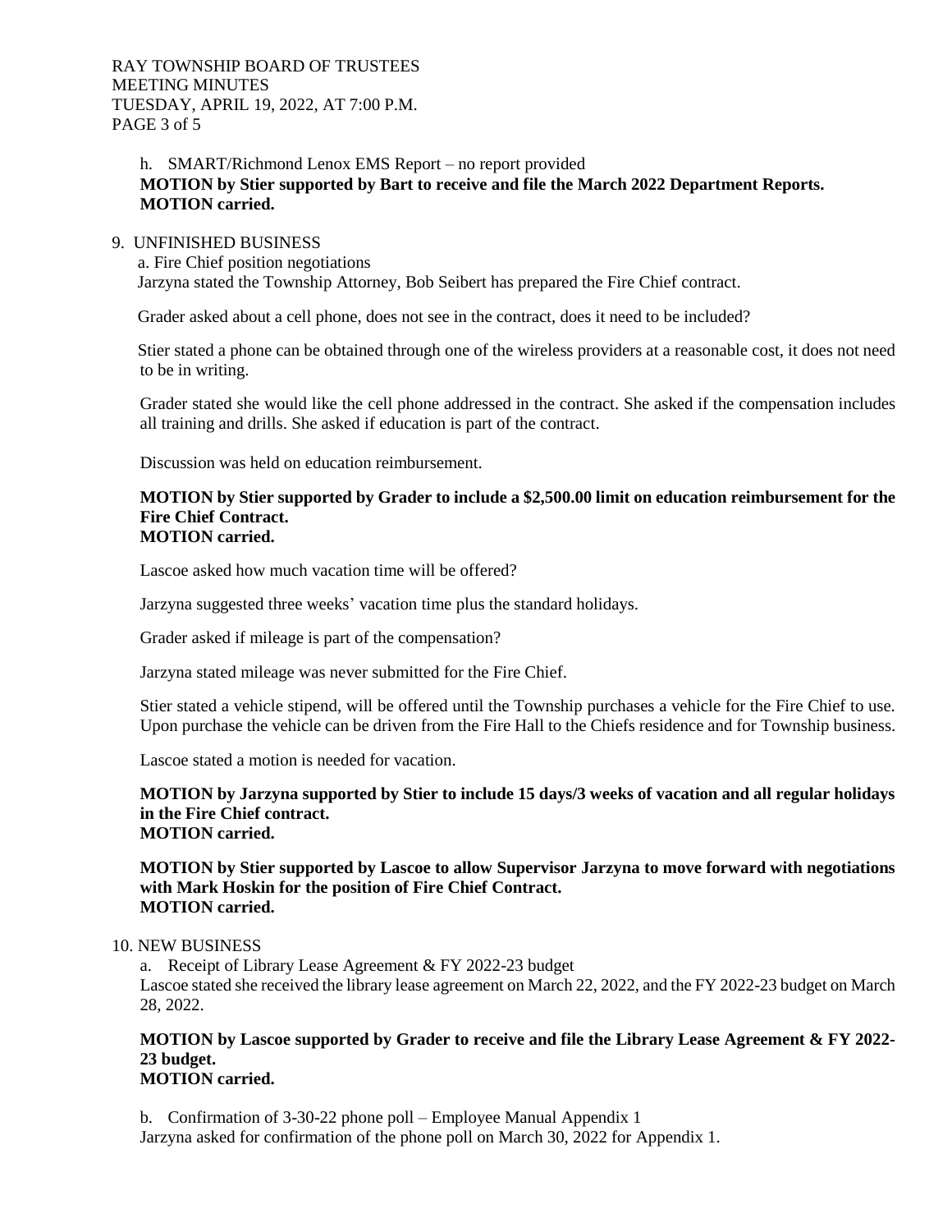h. SMART/Richmond Lenox EMS Report – no report provided

**MOTION by Stier supported by Bart to receive and file the March 2022 Department Reports.**
**MOTION carried.**

9. UNFINISHED BUSINESS

a. Fire Chief position negotiations

Jarzyna stated the Township Attorney, Bob Seibert has prepared the Fire Chief contract.

Grader asked about a cell phone, does not see in the contract, does it need to be included?

Stier stated a phone can be obtained through one of the wireless providers at a reasonable cost, it does not need to be in writing.

Grader stated she would like the cell phone addressed in the contract. She asked if the compensation includes all training and drills. She asked if education is part of the contract.

Discussion was held on education reimbursement.

**MOTION by Stier supported by Grader to include a $2,500.00 limit on education reimbursement for the Fire Chief Contract.**
**MOTION carried.**

Lascoe asked how much vacation time will be offered?

Jarzyna suggested three weeks' vacation time plus the standard holidays.

Grader asked if mileage is part of the compensation?

Jarzyna stated mileage was never submitted for the Fire Chief.

Stier stated a vehicle stipend, will be offered until the Township purchases a vehicle for the Fire Chief to use. Upon purchase the vehicle can be driven from the Fire Hall to the Chiefs residence and for Township business.

Lascoe stated a motion is needed for vacation.

**MOTION by Jarzyna supported by Stier to include 15 days/3 weeks of vacation and all regular holidays in the Fire Chief contract.**
**MOTION carried.**

**MOTION by Stier supported by Lascoe to allow Supervisor Jarzyna to move forward with negotiations with Mark Hoskin for the position of Fire Chief Contract.**
**MOTION carried.**

10. NEW BUSINESS

a. Receipt of Library Lease Agreement & FY 2022-23 budget

Lascoe stated she received the library lease agreement on March 22, 2022, and the FY 2022-23 budget on March 28, 2022.

**MOTION by Lascoe supported by Grader to receive and file the Library Lease Agreement & FY 2022-23 budget.**
**MOTION carried.**

b. Confirmation of 3-30-22 phone poll – Employee Manual Appendix 1

Jarzyna asked for confirmation of the phone poll on March 30, 2022 for Appendix 1.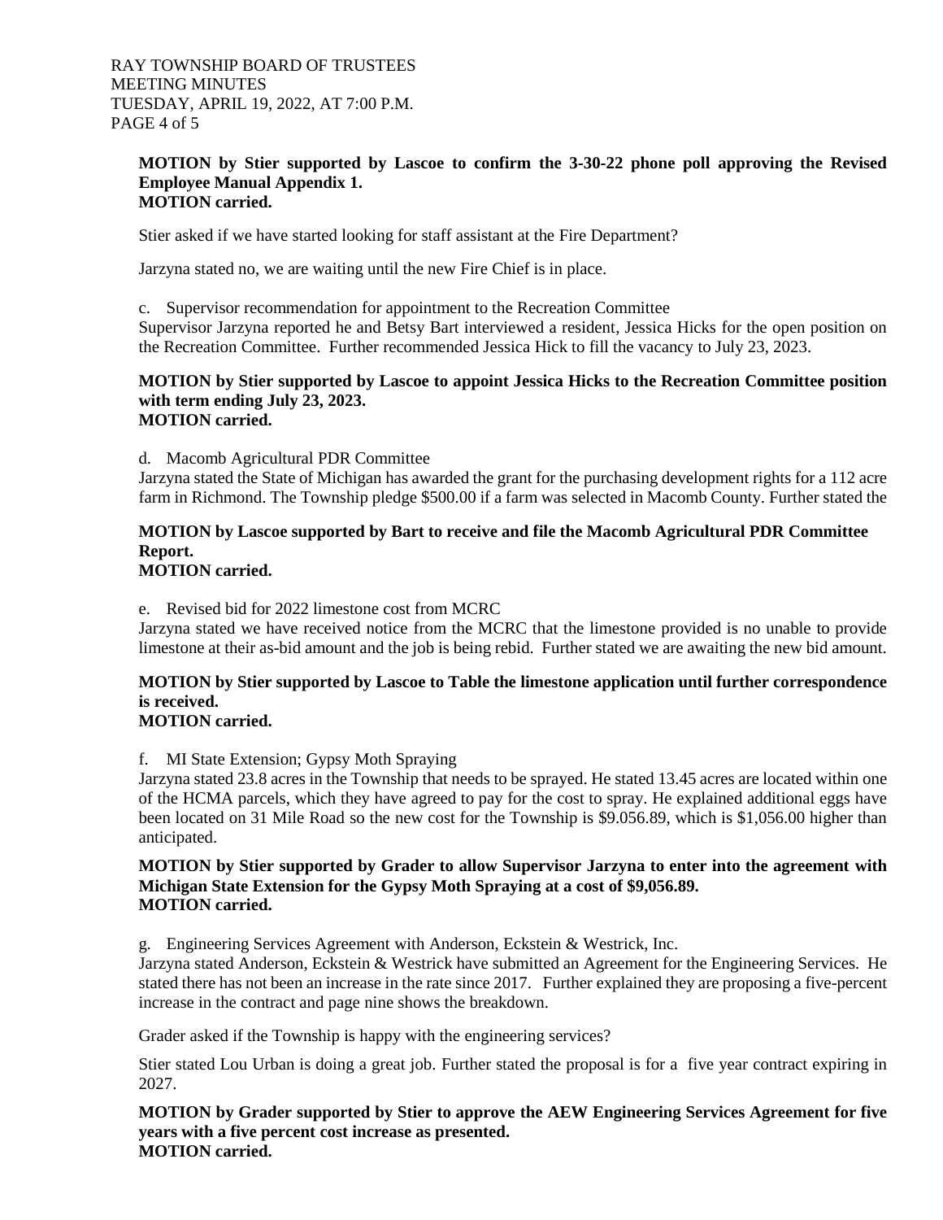**MOTION by Stier supported by Lascoe to confirm the 3-30-22 phone poll approving the Revised Employee Manual Appendix 1.**
**MOTION carried.**

Stier asked if we have started looking for staff assistant at the Fire Department?

Jarzyna stated no, we are waiting until the new Fire Chief is in place.

c. Supervisor recommendation for appointment to the Recreation Committee
Supervisor Jarzyna reported he and Betsy Bart interviewed a resident, Jessica Hicks for the open position on the Recreation Committee. Further recommended Jessica Hick to fill the vacancy to July 23, 2023.

**MOTION by Stier supported by Lascoe to appoint Jessica Hicks to the Recreation Committee position with term ending July 23, 2023.**
**MOTION carried.**

d. Macomb Agricultural PDR Committee
Jarzyna stated the State of Michigan has awarded the grant for the purchasing development rights for a 112 acre farm in Richmond. The Township pledge $500.00 if a farm was selected in Macomb County. Further stated the

**MOTION by Lascoe supported by Bart to receive and file the Macomb Agricultural PDR Committee Report.**
**MOTION carried.**

e. Revised bid for 2022 limestone cost from MCRC
Jarzyna stated we have received notice from the MCRC that the limestone provided is no unable to provide limestone at their as-bid amount and the job is being rebid. Further stated we are awaiting the new bid amount.

**MOTION by Stier supported by Lascoe to Table the limestone application until further correspondence is received.**
**MOTION carried.**

f. MI State Extension; Gypsy Moth Spraying
Jarzyna stated 23.8 acres in the Township that needs to be sprayed. He stated 13.45 acres are located within one of the HCMA parcels, which they have agreed to pay for the cost to spray. He explained additional eggs have been located on 31 Mile Road so the new cost for the Township is $9.056.89, which is $1,056.00 higher than anticipated.

**MOTION by Stier supported by Grader to allow Supervisor Jarzyna to enter into the agreement with Michigan State Extension for the Gypsy Moth Spraying at a cost of $9,056.89.**
**MOTION carried.**

g. Engineering Services Agreement with Anderson, Eckstein & Westrick, Inc.
Jarzyna stated Anderson, Eckstein & Westrick have submitted an Agreement for the Engineering Services. He stated there has not been an increase in the rate since 2017. Further explained they are proposing a five-percent increase in the contract and page nine shows the breakdown.

Grader asked if the Township is happy with the engineering services?

Stier stated Lou Urban is doing a great job. Further stated the proposal is for a five year contract expiring in 2027.

**MOTION by Grader supported by Stier to approve the AEW Engineering Services Agreement for five years with a five percent cost increase as presented.**
**MOTION carried.**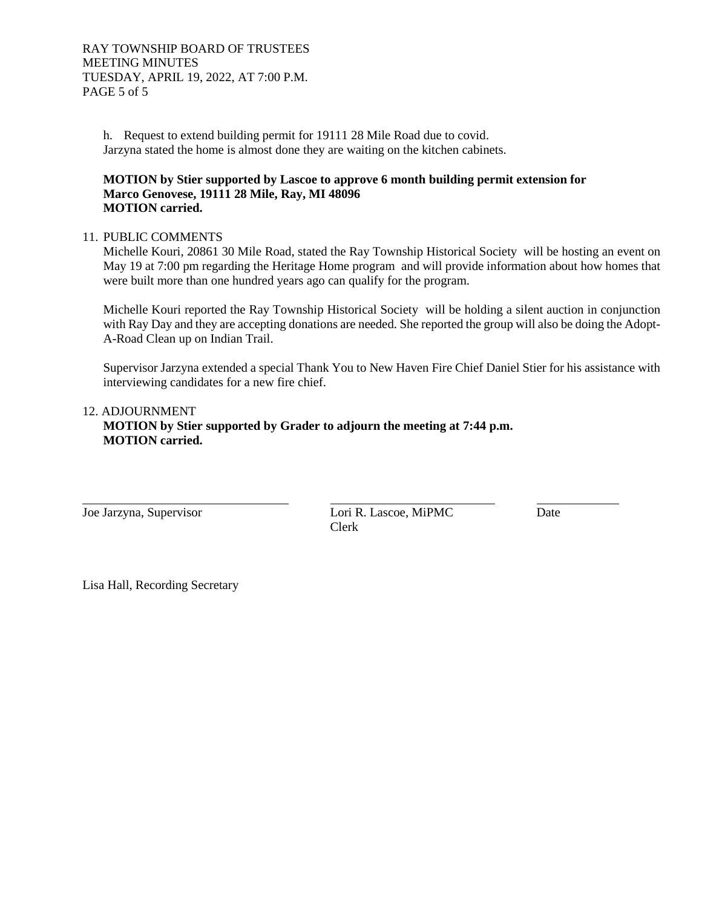h. Request to extend building permit for 19111 28 Mile Road due to covid.
Jarzyna stated the home is almost done they are waiting on the kitchen cabinets.

**MOTION by Stier supported by Lascoe to approve 6 month building permit extension for Marco Genovese, 19111 28 Mile, Ray, MI 48096**
**MOTION carried.**

11. PUBLIC COMMENTS

Michelle Kouri, 20861 30 Mile Road, stated the Ray Township Historical Society will be hosting an event on May 19 at 7:00 pm regarding the Heritage Home program and will provide information about how homes that were built more than one hundred years ago can qualify for the program.

Michelle Kouri reported the Ray Township Historical Society will be holding a silent auction in conjunction with Ray Day and they are accepting donations are needed. She reported the group will also be doing the Adopt-A-Road Clean up on Indian Trail.

Supervisor Jarzyna extended a special Thank You to New Haven Fire Chief Daniel Stier for his assistance with interviewing candidates for a new fire chief.

12. ADJOURNMENT

**MOTION by Stier supported by Grader to adjourn the meeting at 7:44 p.m.**
**MOTION carried.**

Joe Jarzyna, Supervisor

Lori R. Lascoe, MiPMC
Clerk

Date

Lisa Hall, Recording Secretary